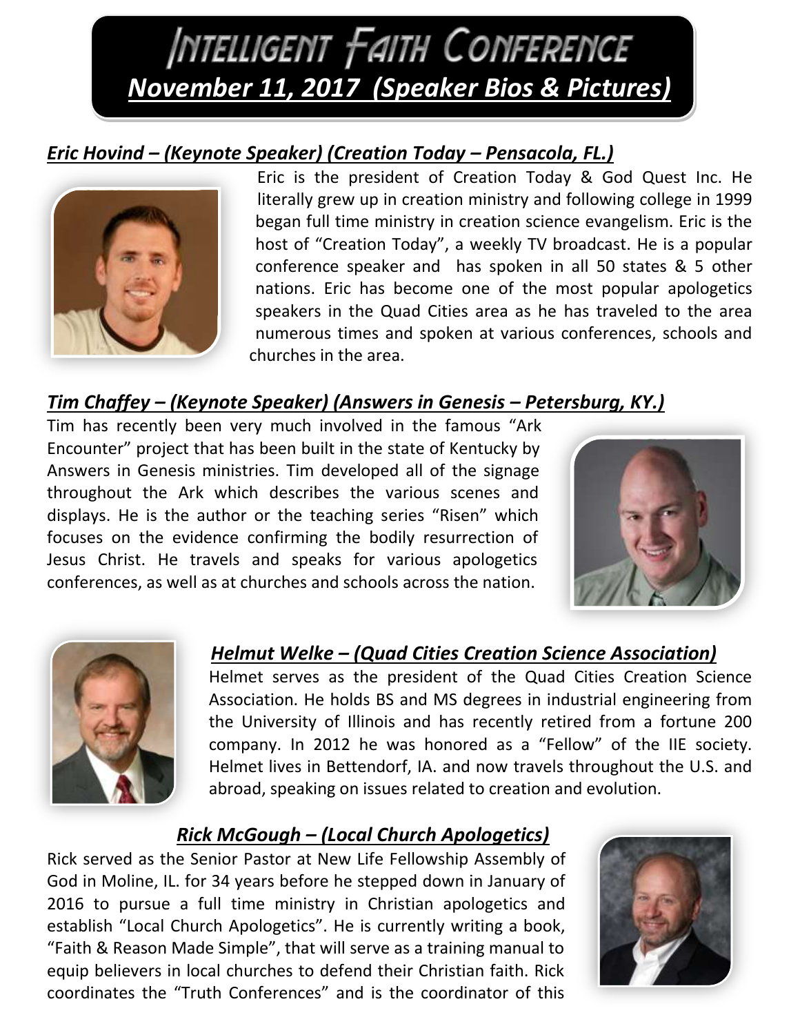# Intelligent Faith Conference

## *November 11, 2017 (Speaker Bios & Pictures)*

### *Eric Hovind – (Keynote Speaker) (Creation Today – Pensacola, FL.)*

Eric is the president of Creation Today & God Quest Inc. He literally grew up in creation ministry and following college in 1999 began full time ministry in creation science evangelism. Eric is the host of "Creation Today", a weekly TV broadcast. He is a popular conference speaker and has spoken in all 50 states & 5 other nations. Eric has become one of the most popular apologetics speakers in the Quad Cities area as he has traveled to the area numerous times and spoken at various conferences, schools and churches in the area.

### *Tim Chaffey – (Keynote Speaker) (Answers in Genesis – Petersburg, KY.)*

Tim has recently been very much involved in the famous "Ark Encounter" project that has been built in the state of Kentucky by Answers in Genesis ministries. Tim developed all of the signage throughout the Ark which describes the various scenes and displays. He is the author or the teaching series "Risen" which focuses on the evidence confirming the bodily resurrection of Jesus Christ. He travels and speaks for various apologetics conferences, as well as at churches and schools across the nation.

### *Helmut Welke – (Quad Cities Creation Science Association)*

Helmet serves as the president of the Quad Cities Creation Science Association. He holds BS and MS degrees in industrial engineering from the University of Illinois and has recently retired from a fortune 200 company. In 2012 he was honored as a "Fellow" of the IIE society. Helmet lives in Bettendorf, IA. and now travels throughout the U.S. and abroad, speaking on issues related to creation and evolution.

### *Rick McGough – (Local Church Apologetics)*

Rick served as the Senior Pastor at New Life Fellowship Assembly of God in Moline, IL. for 34 years before he stepped down in January of 2016 to pursue a full time ministry in Christian apologetics and establish "Local Church Apologetics". He is currently writing a book, "Faith & Reason Made Simple", that will serve as a training manual to equip believers in local churches to defend their Christian faith. Rick coordinates the "Truth Conferences" and is the coordinator of this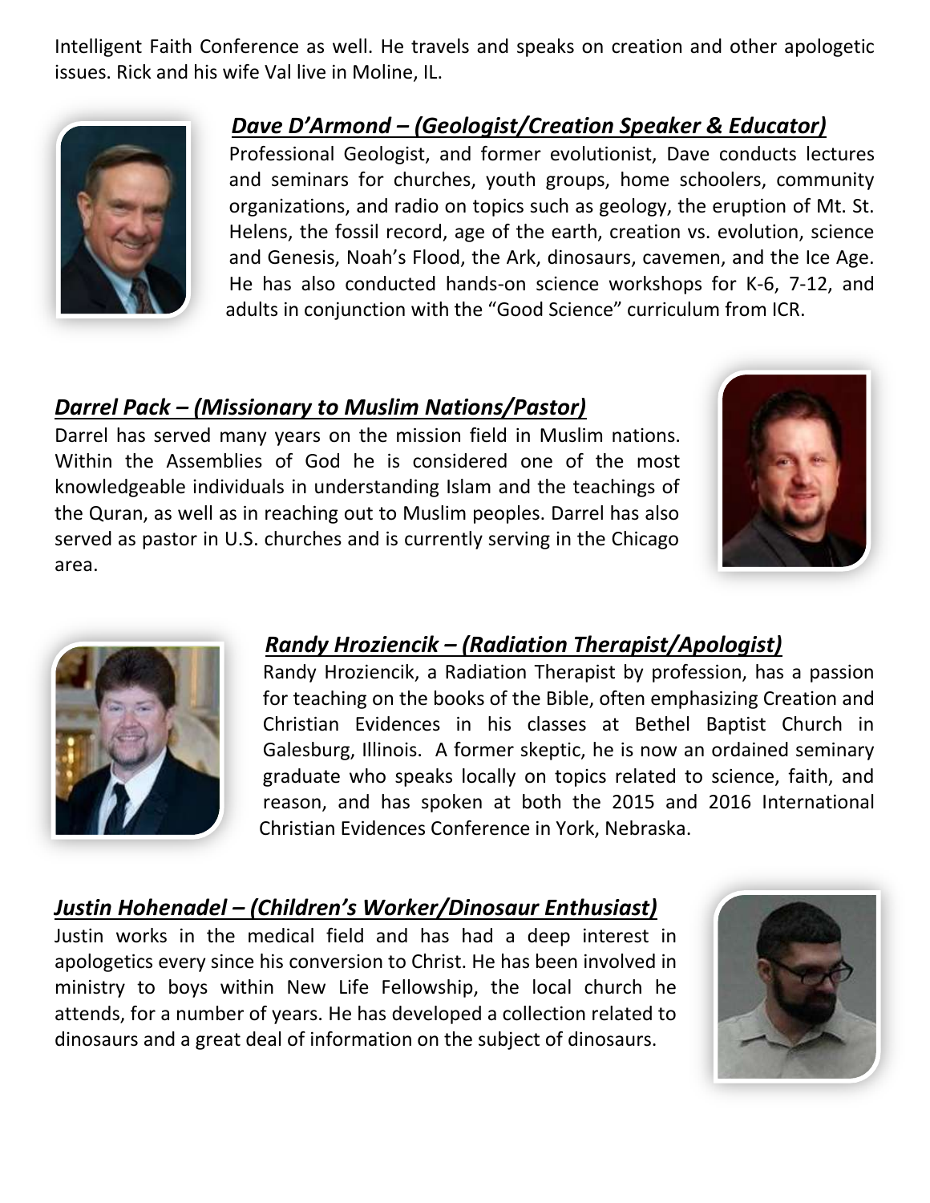Intelligent Faith Conference as well. He travels and speaks on creation and other apologetic issues. Rick and his wife Val live in Moline, IL.

### ***Dave D'Armond – (Geologist/Creation Speaker & Educator)***

Professional Geologist, and former evolutionist, Dave conducts lectures and seminars for churches, youth groups, home schoolers, community organizations, and radio on topics such as geology, the eruption of Mt. St. Helens, the fossil record, age of the earth, creation vs. evolution, science and Genesis, Noah's Flood, the Ark, dinosaurs, cavemen, and the Ice Age. He has also conducted hands-on science workshops for K-6, 7-12, and adults in conjunction with the "Good Science" curriculum from ICR.

### ***Darrel Pack – (Missionary to Muslim Nations/Pastor)***

Darrel has served many years on the mission field in Muslim nations. Within the Assemblies of God he is considered one of the most knowledgeable individuals in understanding Islam and the teachings of the Quran, as well as in reaching out to Muslim peoples. Darrel has also served as pastor in U.S. churches and is currently serving in the Chicago area.

### ***Randy Hroziencik – (Radiation Therapist/Apologist)***

Randy Hroziencik, a Radiation Therapist by profession, has a passion for teaching on the books of the Bible, often emphasizing Creation and Christian Evidences in his classes at Bethel Baptist Church in Galesburg, Illinois. A former skeptic, he is now an ordained seminary graduate who speaks locally on topics related to science, faith, and reason, and has spoken at both the 2015 and 2016 International Christian Evidences Conference in York, Nebraska.

### ***Justin Hohenadel – (Children's Worker/Dinosaur Enthusiast)***

Justin works in the medical field and has had a deep interest in apologetics every since his conversion to Christ. He has been involved in ministry to boys within New Life Fellowship, the local church he attends, for a number of years. He has developed a collection related to dinosaurs and a great deal of information on the subject of dinosaurs.